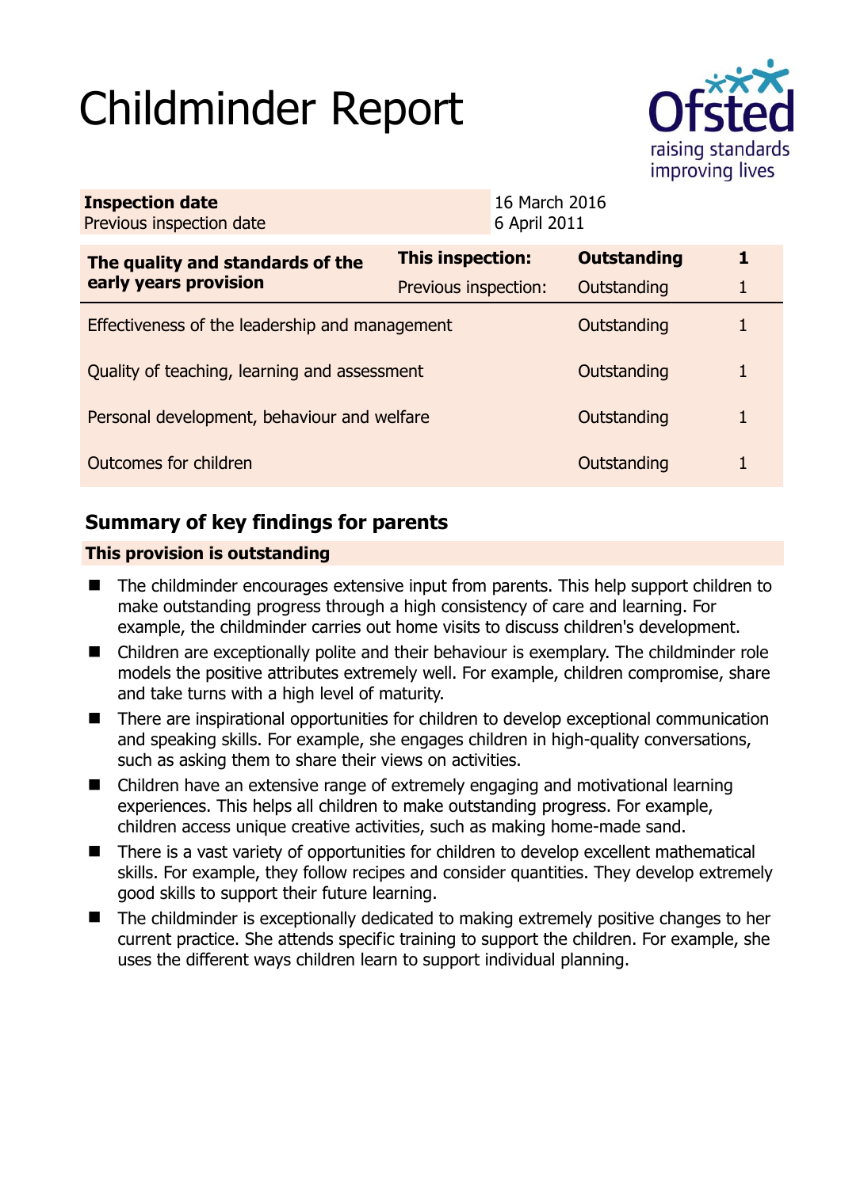# Childminder Report

Ofsted
raising standards
improving lives

| **Inspection date** | 16 March 2016 |
|---|---|
| Previous inspection date | 6 April 2011 |

| **The quality and standards of the early years provision** | **This inspection:** | **Outstanding** | **1** |
|---|---|---|---|
| | Previous inspection: | Outstanding | 1 |
| Effectiveness of the leadership and management | | Outstanding | 1 |
| Quality of teaching, learning and assessment | | Outstanding | 1 |
| Personal development, behaviour and welfare | | Outstanding | 1 |
| Outcomes for children | | Outstanding | 1 |

## Summary of key findings for parents

**This provision is outstanding**

- The childminder encourages extensive input from parents. This help support children to make outstanding progress through a high consistency of care and learning. For example, the childminder carries out home visits to discuss children's development.
- Children are exceptionally polite and their behaviour is exemplary. The childminder role models the positive attributes extremely well. For example, children compromise, share and take turns with a high level of maturity.
- There are inspirational opportunities for children to develop exceptional communication and speaking skills. For example, she engages children in high-quality conversations, such as asking them to share their views on activities.
- Children have an extensive range of extremely engaging and motivational learning experiences. This helps all children to make outstanding progress. For example, children access unique creative activities, such as making home-made sand.
- There is a vast variety of opportunities for children to develop excellent mathematical skills. For example, they follow recipes and consider quantities. They develop extremely good skills to support their future learning.
- The childminder is exceptionally dedicated to making extremely positive changes to her current practice. She attends specific training to support the children. For example, she uses the different ways children learn to support individual planning.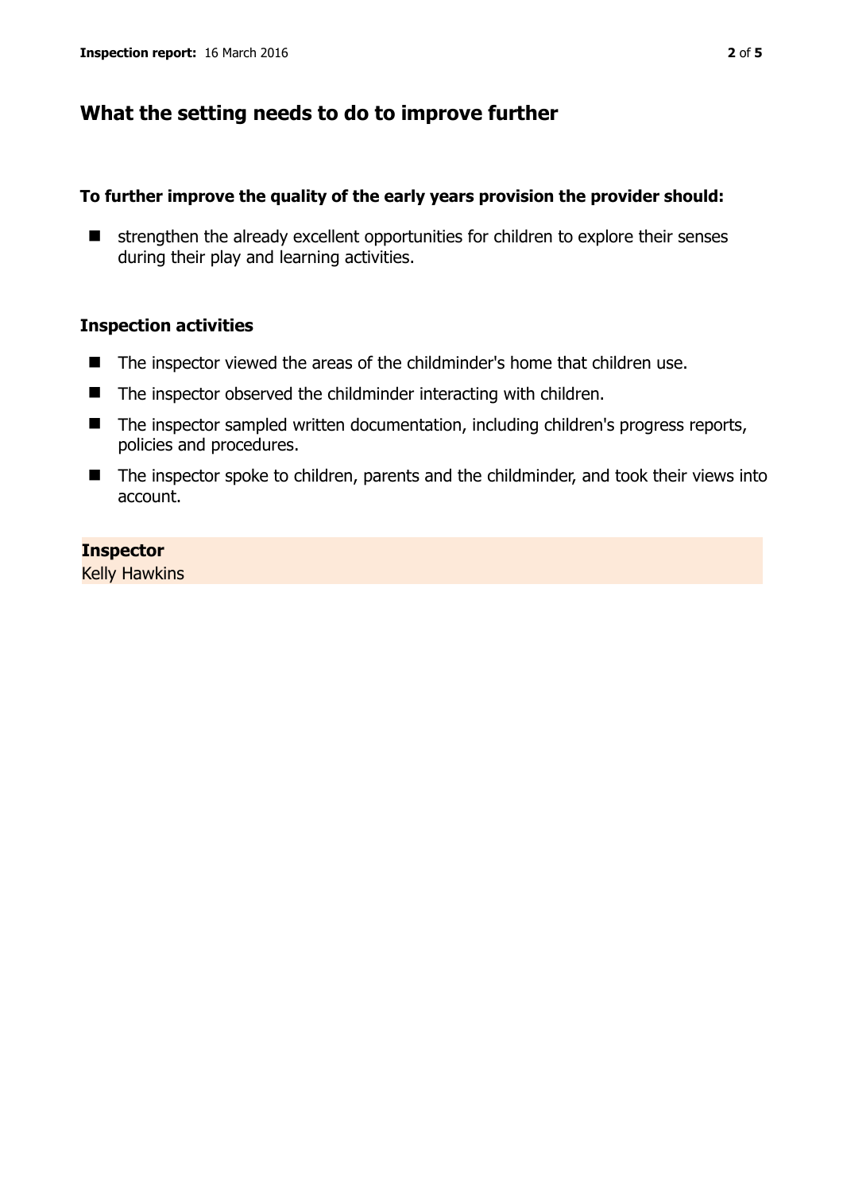## What the setting needs to do to improve further

### To further improve the quality of the early years provision the provider should:

- strengthen the already excellent opportunities for children to explore their senses during their play and learning activities.

### Inspection activities

- The inspector viewed the areas of the childminder's home that children use.
- The inspector observed the childminder interacting with children.
- The inspector sampled written documentation, including children's progress reports, policies and procedures.
- The inspector spoke to children, parents and the childminder, and took their views into account.

**Inspector**
Kelly Hawkins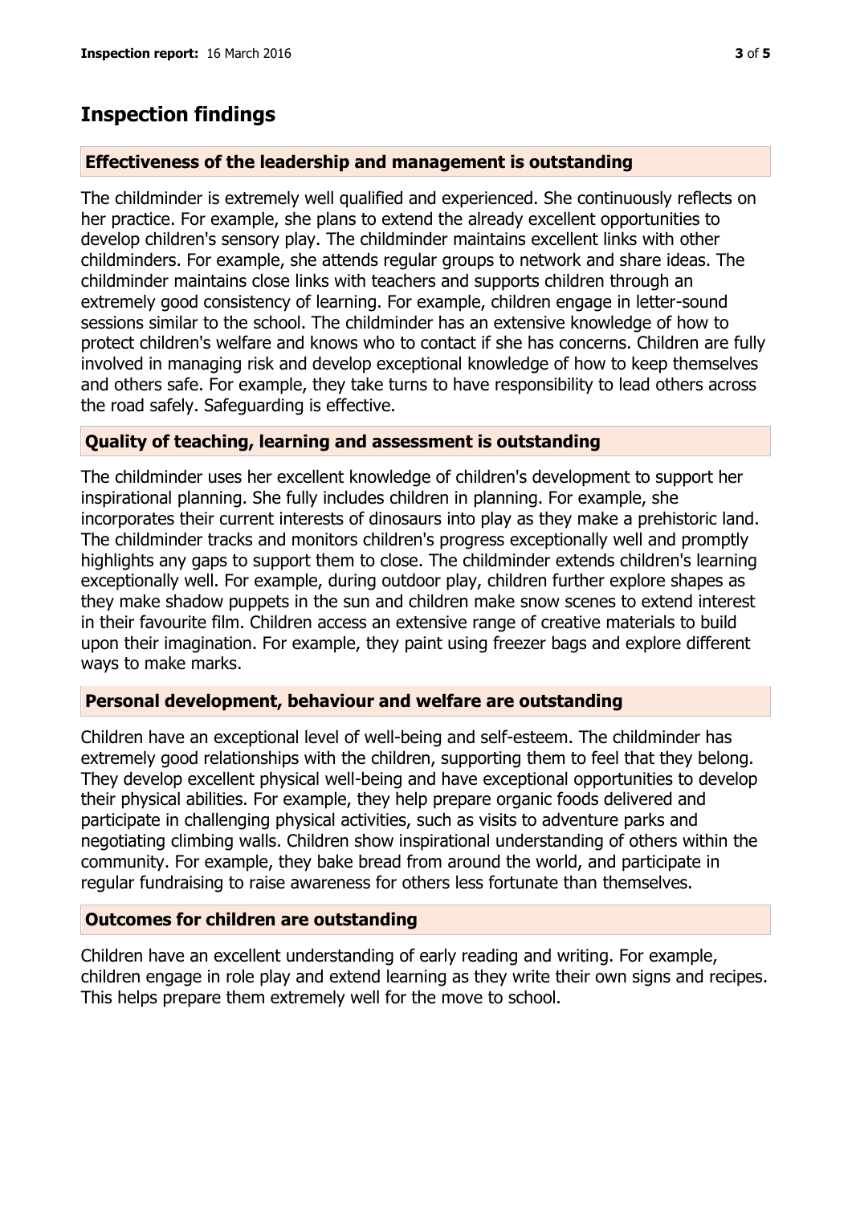## Inspection findings

### Effectiveness of the leadership and management is outstanding

The childminder is extremely well qualified and experienced. She continuously reflects on her practice. For example, she plans to extend the already excellent opportunities to develop children's sensory play. The childminder maintains excellent links with other childminders. For example, she attends regular groups to network and share ideas. The childminder maintains close links with teachers and supports children through an extremely good consistency of learning. For example, children engage in letter-sound sessions similar to the school. The childminder has an extensive knowledge of how to protect children's welfare and knows who to contact if she has concerns. Children are fully involved in managing risk and develop exceptional knowledge of how to keep themselves and others safe. For example, they take turns to have responsibility to lead others across the road safely. Safeguarding is effective.

### Quality of teaching, learning and assessment is outstanding

The childminder uses her excellent knowledge of children's development to support her inspirational planning. She fully includes children in planning. For example, she incorporates their current interests of dinosaurs into play as they make a prehistoric land. The childminder tracks and monitors children's progress exceptionally well and promptly highlights any gaps to support them to close. The childminder extends children's learning exceptionally well. For example, during outdoor play, children further explore shapes as they make shadow puppets in the sun and children make snow scenes to extend interest in their favourite film. Children access an extensive range of creative materials to build upon their imagination. For example, they paint using freezer bags and explore different ways to make marks.

### Personal development, behaviour and welfare are outstanding

Children have an exceptional level of well-being and self-esteem. The childminder has extremely good relationships with the children, supporting them to feel that they belong. They develop excellent physical well-being and have exceptional opportunities to develop their physical abilities. For example, they help prepare organic foods delivered and participate in challenging physical activities, such as visits to adventure parks and negotiating climbing walls. Children show inspirational understanding of others within the community. For example, they bake bread from around the world, and participate in regular fundraising to raise awareness for others less fortunate than themselves.

### Outcomes for children are outstanding

Children have an excellent understanding of early reading and writing. For example, children engage in role play and extend learning as they write their own signs and recipes. This helps prepare them extremely well for the move to school.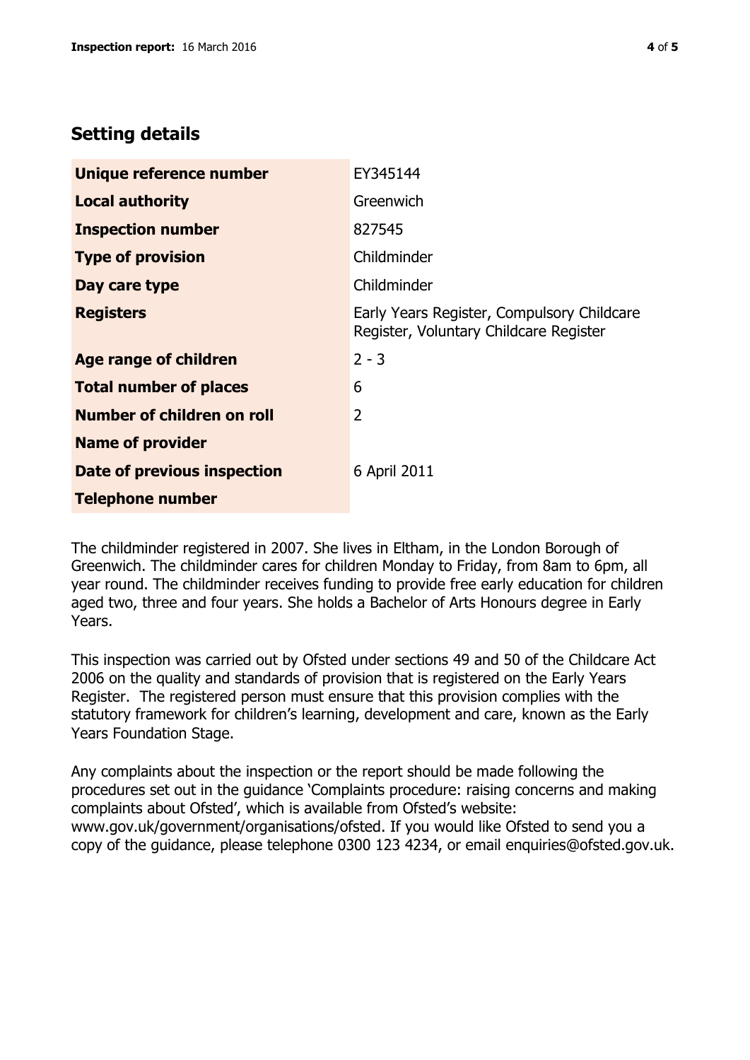## Setting details

| | |
|---|---|
| **Unique reference number** | EY345144 |
| **Local authority** | Greenwich |
| **Inspection number** | 827545 |
| **Type of provision** | Childminder |
| **Day care type** | Childminder |
| **Registers** | Early Years Register, Compulsory Childcare Register, Voluntary Childcare Register |
| **Age range of children** | 2 - 3 |
| **Total number of places** | 6 |
| **Number of children on roll** | 2 |
| **Name of provider** | |
| **Date of previous inspection** | 6 April 2011 |
| **Telephone number** | |

The childminder registered in 2007. She lives in Eltham, in the London Borough of Greenwich. The childminder cares for children Monday to Friday, from 8am to 6pm, all year round. The childminder receives funding to provide free early education for children aged two, three and four years. She holds a Bachelor of Arts Honours degree in Early Years.

This inspection was carried out by Ofsted under sections 49 and 50 of the Childcare Act 2006 on the quality and standards of provision that is registered on the Early Years Register. The registered person must ensure that this provision complies with the statutory framework for children's learning, development and care, known as the Early Years Foundation Stage.

Any complaints about the inspection or the report should be made following the procedures set out in the guidance 'Complaints procedure: raising concerns and making complaints about Ofsted', which is available from Ofsted's website: www.gov.uk/government/organisations/ofsted. If you would like Ofsted to send you a copy of the guidance, please telephone 0300 123 4234, or email enquiries@ofsted.gov.uk.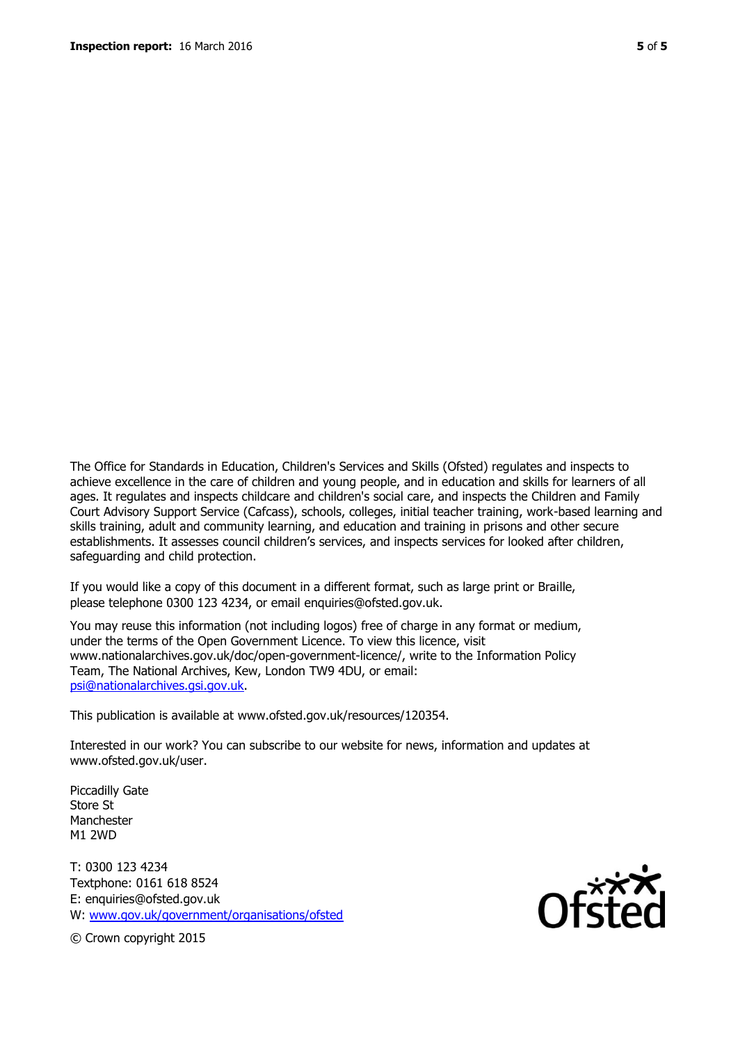The Office for Standards in Education, Children's Services and Skills (Ofsted) regulates and inspects to achieve excellence in the care of children and young people, and in education and skills for learners of all ages. It regulates and inspects childcare and children's social care, and inspects the Children and Family Court Advisory Support Service (Cafcass), schools, colleges, initial teacher training, work-based learning and skills training, adult and community learning, and education and training in prisons and other secure establishments. It assesses council children's services, and inspects services for looked after children, safeguarding and child protection.

If you would like a copy of this document in a different format, such as large print or Braille, please telephone 0300 123 4234, or email enquiries@ofsted.gov.uk.

You may reuse this information (not including logos) free of charge in any format or medium, under the terms of the Open Government Licence. To view this licence, visit www.nationalarchives.gov.uk/doc/open-government-licence/, write to the Information Policy Team, The National Archives, Kew, London TW9 4DU, or email: psi@nationalarchives.gsi.gov.uk.

This publication is available at www.ofsted.gov.uk/resources/120354.

Interested in our work? You can subscribe to our website for news, information and updates at www.ofsted.gov.uk/user.

Piccadilly Gate
Store St
Manchester
M1 2WD

T: 0300 123 4234
Textphone: 0161 618 8524
E: enquiries@ofsted.gov.uk
W: www.gov.uk/government/organisations/ofsted

© Crown copyright 2015